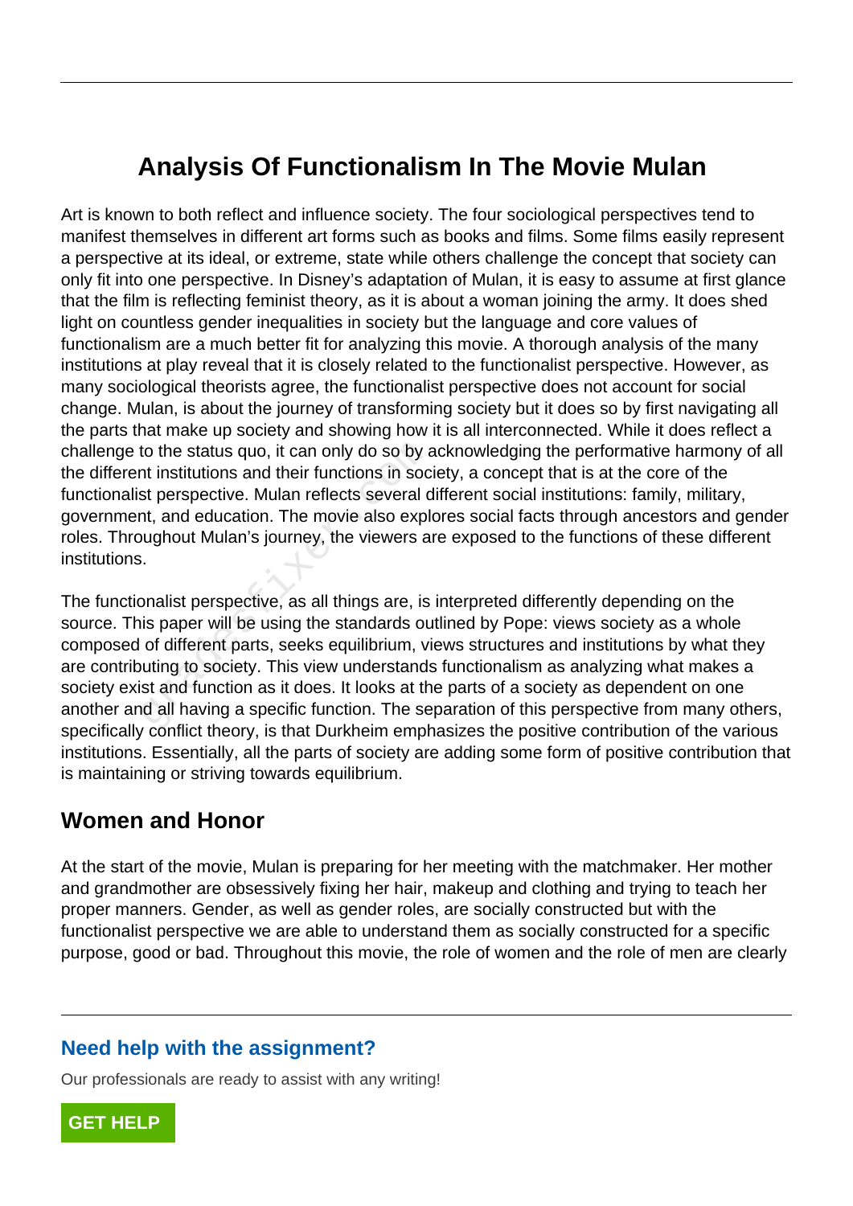# Analysis Of Functionalism In The Movie Mulan

Art is known to both reflect and influence society. The four sociological perspectives tend to manifest themselves in different art forms such as books and films. Some films easily represent a perspective at its ideal, or extreme, state while others challenge the concept that society can only fit into one perspective. In Disney's adaptation of Mulan, it is easy to assume at first glance that the film is reflecting feminist theory, as it is about a woman joining the army. It does shed light on countless gender inequalities in society but the language and core values of functionalism are a much better fit for analyzing this movie. A thorough analysis of the many institutions at play reveal that it is closely related to the functionalist perspective. However, as many sociological theorists agree, the functionalist perspective does not account for social change. Mulan, is about the journey of transforming society but it does so by first navigating all the parts that make up society and showing how it is all interconnected. While it does reflect a challenge to the status quo, it can only do so by acknowledging the performative harmony of all the different institutions and their functions in society, a concept that is at the core of the functionalist perspective. Mulan reflects several different social institutions: family, military, government, and education. The movie also explores social facts through ancestors and gender roles. Throughout Mulan's journey, the viewers are exposed to the functions of these different institutions.

The functionalist perspective, as all things are, is interpreted differently depending on the source. This paper will be using the standards outlined by Pope: views society as a whole composed of different parts, seeks equilibrium, views structures and institutions by what they are contributing to society. This view understands functionalism as analyzing what makes a society exist and function as it does. It looks at the parts of a society as dependent on one another and all having a specific function. The separation of this perspective from many others, specifically conflict theory, is that Durkheim emphasizes the positive contribution of the various institutions. Essentially, all the parts of society are adding some form of positive contribution that is maintaining or striving towards equilibrium.

## Women and Honor

At the start of the movie, Mulan is preparing for her meeting with the matchmaker. Her mother and grandmother are obsessively fixing her hair, makeup and clothing and trying to teach her proper manners. Gender, as well as gender roles, are socially constructed but with the functionalist perspective we are able to understand them as socially constructed for a specific purpose, good or bad. Throughout this movie, the role of women and the role of men are clearly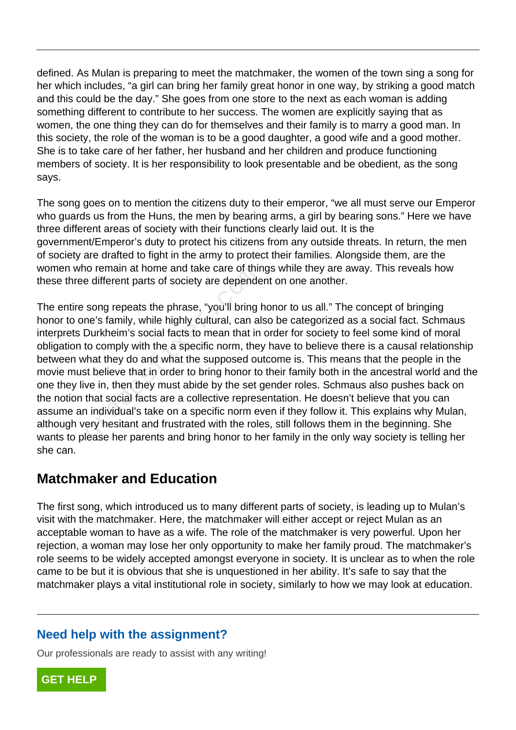defined. As Mulan is preparing to meet the matchmaker, the women of the town sing a song for her which includes, “a girl can bring her family great honor in one way, by striking a good match and this could be the day.” She goes from one store to the next as each woman is adding something different to contribute to her success. The women are explicitly saying that as women, the one thing they can do for themselves and their family is to marry a good man. In this society, the role of the woman is to be a good daughter, a good wife and a good mother. She is to take care of her father, her husband and her children and produce functioning members of society. It is her responsibility to look presentable and be obedient, as the song says.

The song goes on to mention the citizens duty to their emperor, “we all must serve our Emperor who guards us from the Huns, the men by bearing arms, a girl by bearing sons.” Here we have three different areas of society with their functions clearly laid out. It is the government/Emperor’s duty to protect his citizens from any outside threats. In return, the men of society are drafted to fight in the army to protect their families. Alongside them, are the women who remain at home and take care of things while they are away. This reveals how these three different parts of society are dependent on one another.

The entire song repeats the phrase, “you'll bring honor to us all.” The concept of bringing honor to one’s family, while highly cultural, can also be categorized as a social fact. Schmaus interprets Durkheim’s social facts to mean that in order for society to feel some kind of moral obligation to comply with the a specific norm, they have to believe there is a causal relationship between what they do and what the supposed outcome is. This means that the people in the movie must believe that in order to bring honor to their family both in the ancestral world and the one they live in, then they must abide by the set gender roles. Schmaus also pushes back on the notion that social facts are a collective representation. He doesn’t believe that you can assume an individual’s take on a specific norm even if they follow it. This explains why Mulan, although very hesitant and frustrated with the roles, still follows them in the beginning. She wants to please her parents and bring honor to her family in the only way society is telling her she can.

## Matchmaker and Education

The first song, which introduced us to many different parts of society, is leading up to Mulan’s visit with the matchmaker. Here, the matchmaker will either accept or reject Mulan as an acceptable woman to have as a wife. The role of the matchmaker is very powerful. Upon her rejection, a woman may lose her only opportunity to make her family proud. The matchmaker’s role seems to be widely accepted amongst everyone in society. It is unclear as to when the role came to be but it is obvious that she is unquestioned in her ability. It’s safe to say that the matchmaker plays a vital institutional role in society, similarly to how we may look at education.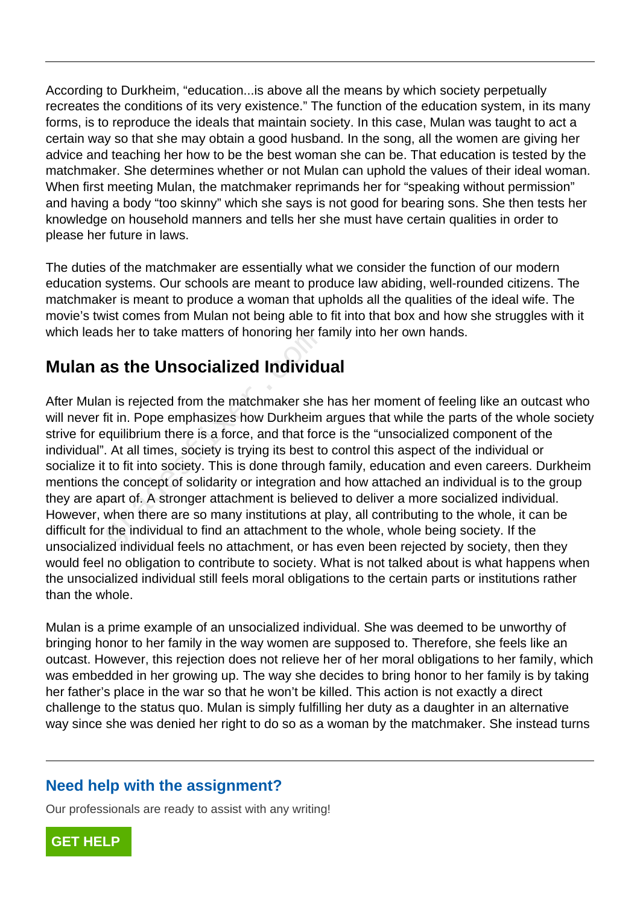According to Durkheim, “education...is above all the means by which society perpetually recreates the conditions of its very existence.” The function of the education system, in its many forms, is to reproduce the ideals that maintain society. In this case, Mulan was taught to act a certain way so that she may obtain a good husband. In the song, all the women are giving her advice and teaching her how to be the best woman she can be. That education is tested by the matchmaker. She determines whether or not Mulan can uphold the values of their ideal woman. When first meeting Mulan, the matchmaker reprimands her for “speaking without permission” and having a body “too skinny” which she says is not good for bearing sons. She then tests her knowledge on household manners and tells her she must have certain qualities in order to please her future in laws.

The duties of the matchmaker are essentially what we consider the function of our modern education systems. Our schools are meant to produce law abiding, well-rounded citizens. The matchmaker is meant to produce a woman that upholds all the qualities of the ideal wife. The movie’s twist comes from Mulan not being able to fit into that box and how she struggles with it which leads her to take matters of honoring her family into her own hands.

## Mulan as the Unsocialized Individual

After Mulan is rejected from the matchmaker she has her moment of feeling like an outcast who will never fit in. Pope emphasizes how Durkheim argues that while the parts of the whole society strive for equilibrium there is a force, and that force is the “unsocialized component of the individual”. At all times, society is trying its best to control this aspect of the individual or socialize it to fit into society. This is done through family, education and even careers. Durkheim mentions the concept of solidarity or integration and how attached an individual is to the group they are apart of. A stronger attachment is believed to deliver a more socialized individual. However, when there are so many institutions at play, all contributing to the whole, it can be difficult for the individual to find an attachment to the whole, whole being society. If the unsocialized individual feels no attachment, or has even been rejected by society, then they would feel no obligation to contribute to society. What is not talked about is what happens when the unsocialized individual still feels moral obligations to the certain parts or institutions rather than the whole.

Mulan is a prime example of an unsocialized individual. She was deemed to be unworthy of bringing honor to her family in the way women are supposed to. Therefore, she feels like an outcast. However, this rejection does not relieve her of her moral obligations to her family, which was embedded in her growing up. The way she decides to bring honor to her family is by taking her father’s place in the war so that he won’t be killed. This action is not exactly a direct challenge to the status quo. Mulan is simply fulfilling her duty as a daughter in an alternative way since she was denied her right to do so as a woman by the matchmaker. She instead turns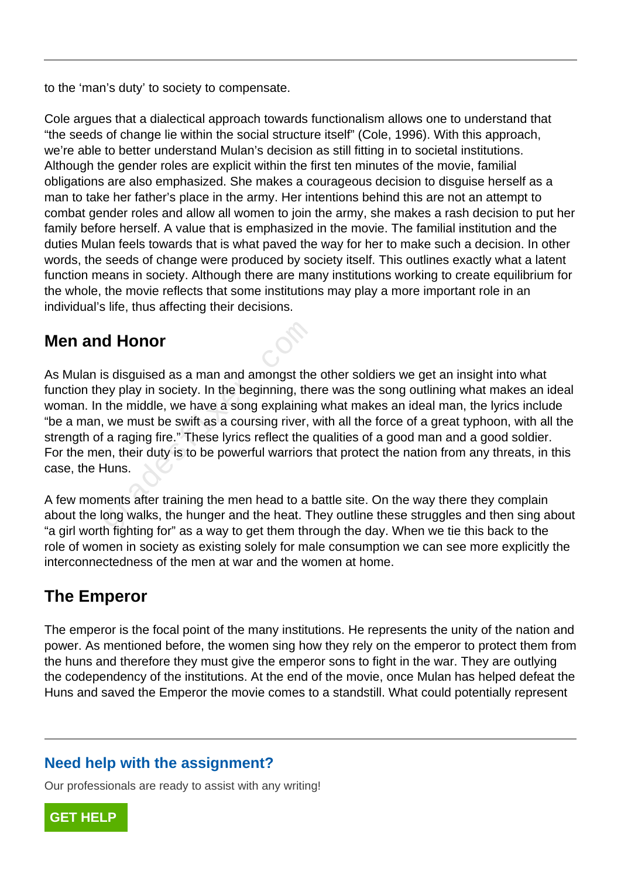to the 'man's duty' to society to compensate.

Cole argues that a dialectical approach towards functionalism allows one to understand that "the seeds of change lie within the social structure itself" (Cole, 1996). With this approach, we're able to better understand Mulan's decision as still fitting in to societal institutions. Although the gender roles are explicit within the first ten minutes of the movie, familial obligations are also emphasized. She makes a courageous decision to disguise herself as a man to take her father's place in the army. Her intentions behind this are not an attempt to combat gender roles and allow all women to join the army, she makes a rash decision to put her family before herself. A value that is emphasized in the movie. The familial institution and the duties Mulan feels towards that is what paved the way for her to make such a decision. In other words, the seeds of change were produced by society itself. This outlines exactly what a latent function means in society. Although there are many institutions working to create equilibrium for the whole, the movie reflects that some institutions may play a more important role in an individual's life, thus affecting their decisions.

## Men and Honor

As Mulan is disguised as a man and amongst the other soldiers we get an insight into what function they play in society. In the beginning, there was the song outlining what makes an ideal woman. In the middle, we have a song explaining what makes an ideal man, the lyrics include "be a man, we must be swift as a coursing river, with all the force of a great typhoon, with all the strength of a raging fire." These lyrics reflect the qualities of a good man and a good soldier. For the men, their duty is to be powerful warriors that protect the nation from any threats, in this case, the Huns.

A few moments after training the men head to a battle site. On the way there they complain about the long walks, the hunger and the heat. They outline these struggles and then sing about "a girl worth fighting for" as a way to get them through the day. When we tie this back to the role of women in society as existing solely for male consumption we can see more explicitly the interconnectedness of the men at war and the women at home.

## The Emperor

The emperor is the focal point of the many institutions. He represents the unity of the nation and power. As mentioned before, the women sing how they rely on the emperor to protect them from the huns and therefore they must give the emperor sons to fight in the war. They are outlying the codependency of the institutions. At the end of the movie, once Mulan has helped defeat the Huns and saved the Emperor the movie comes to a standstill. What could potentially represent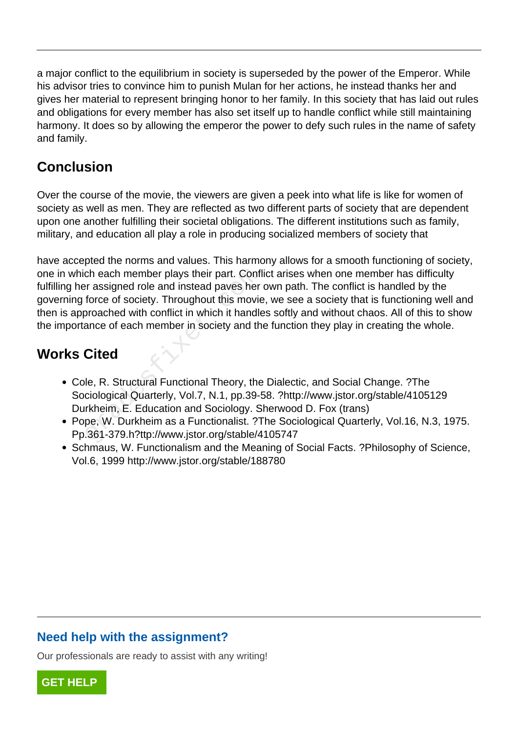a major conflict to the equilibrium in society is superseded by the power of the Emperor. While his advisor tries to convince him to punish Mulan for her actions, he instead thanks her and gives her material to represent bringing honor to her family. In this society that has laid out rules and obligations for every member has also set itself up to handle conflict while still maintaining harmony. It does so by allowing the emperor the power to defy such rules in the name of safety and family.

## Conclusion

Over the course of the movie, the viewers are given a peek into what life is like for women of society as well as men. They are reflected as two different parts of society that are dependent upon one another fulfilling their societal obligations. The different institutions such as family, military, and education all play a role in producing socialized members of society that

have accepted the norms and values. This harmony allows for a smooth functioning of society, one in which each member plays their part. Conflict arises when one member has difficulty fulfilling her assigned role and instead paves her own path. The conflict is handled by the governing force of society. Throughout this movie, we see a society that is functioning well and then is approached with conflict in which it handles softly and without chaos. All of this to show the importance of each member in society and the function they play in creating the whole.

## Works Cited

- Cole, R. Structural Functional Theory, the Dialectic, and Social Change. ?The Sociological Quarterly, Vol.7, N.1, pp.39-58. ?http://www.jstor.org/stable/4105129 Durkheim, E. Education and Sociology. Sherwood D. Fox (trans)
- Pope, W. Durkheim as a Functionalist. ?The Sociological Quarterly, Vol.16, N.3, 1975. Pp.361-379.h?ttp://www.jstor.org/stable/4105747
- Schmaus, W. Functionalism and the Meaning of Social Facts. ?Philosophy of Science, Vol.6, 1999 http://www.jstor.org/stable/188780

**Need help with the assignment?**

Our professionals are ready to assist with any writing!

GET HELP